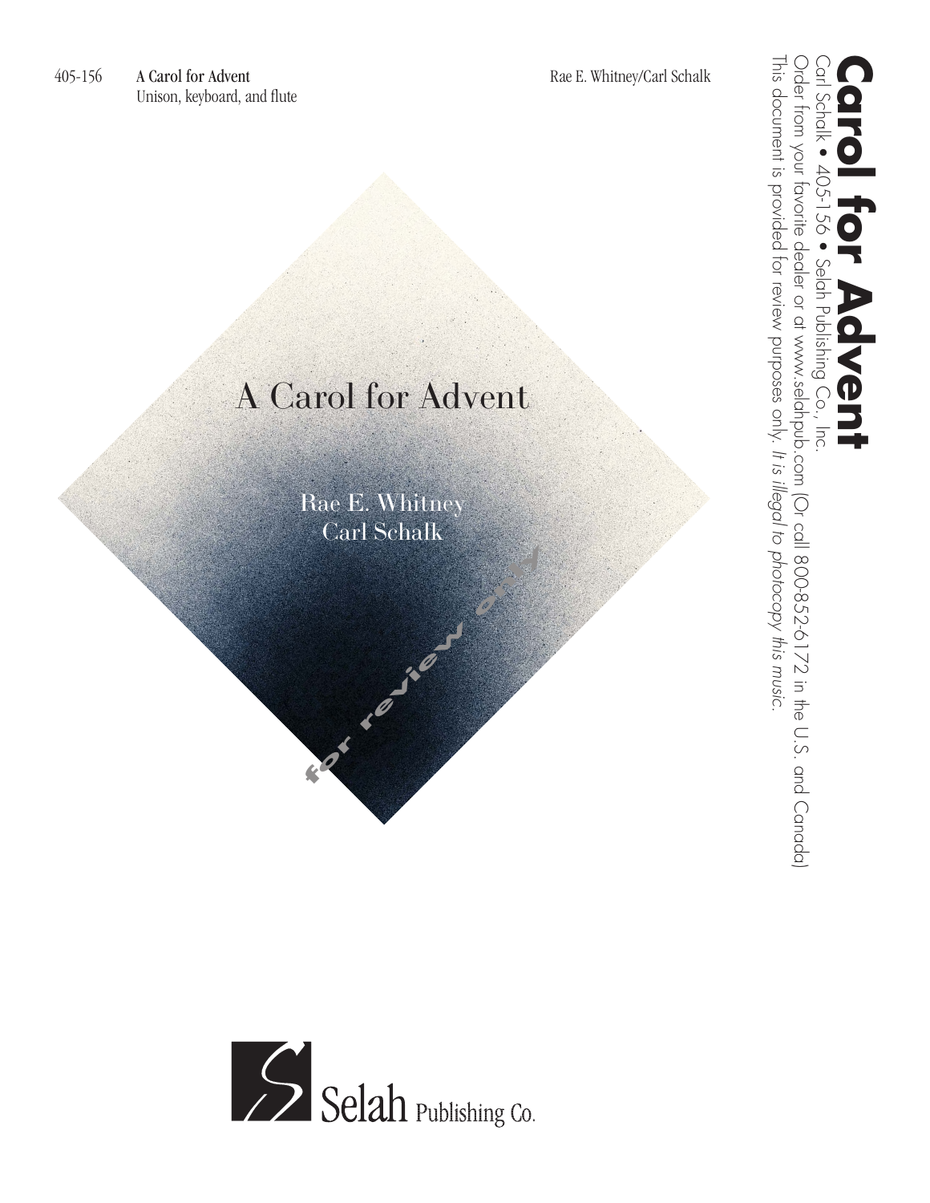405-156 **A Carol for Advent** Rae E. Whitney/Carl Schalk
Unison, keyboard, and flute

# A Carol for Advent

Rae E. Whitney
Carl Schalk

for review only

Selah Publishing Co.

**Carol for Advent**
Carl Schalk • 405-156 • Selah Publishing Co., Inc.
Order from your favorite dealer or at www.selahpub.com (Or call 800-852-6172 in the U.S. and Canada)
This document is provided for review purposes only. *It is illegal to photocopy this music.*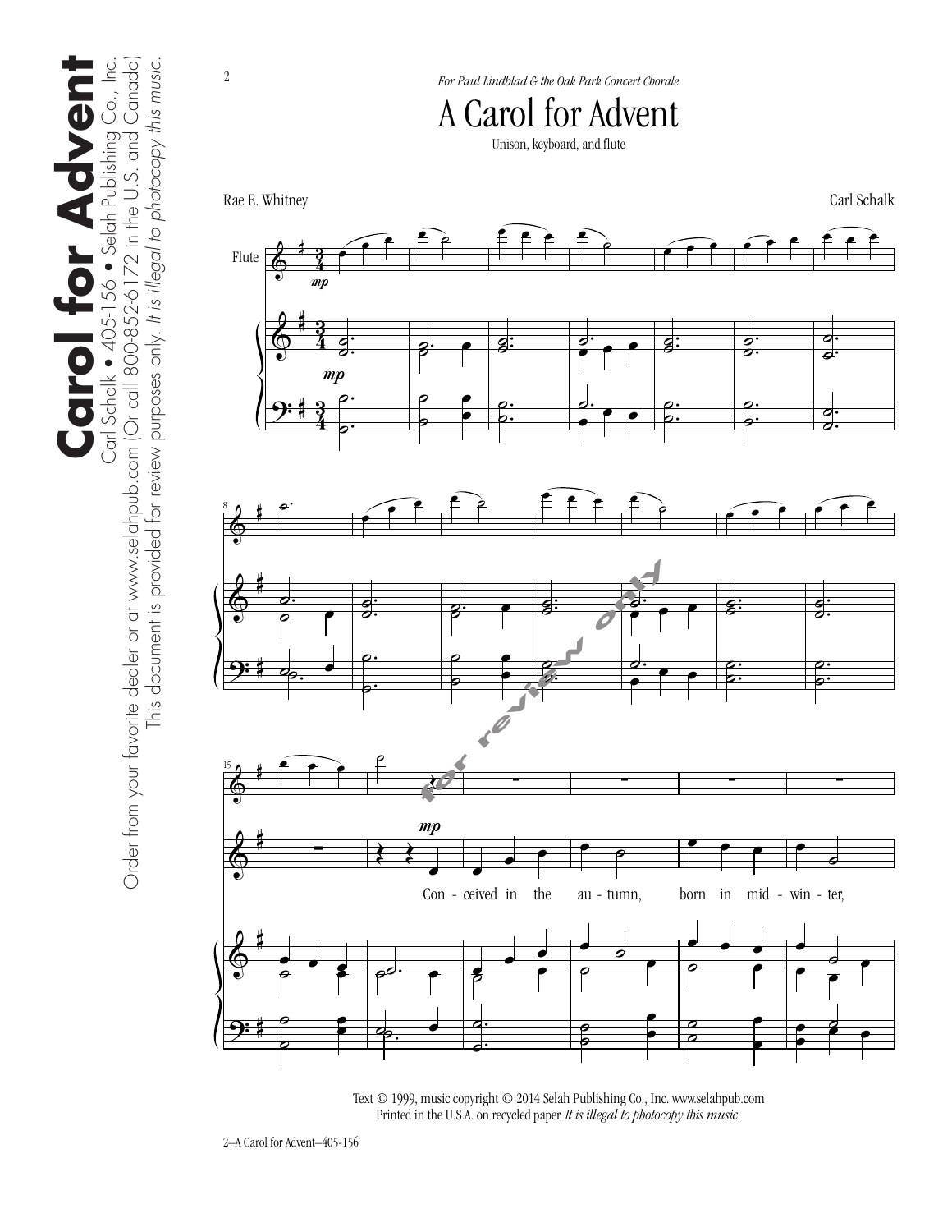*For Paul Lindblad & the Oak Park Concert Chorale*

# A Carol for Advent

Unison, keyboard, and flute

Rae E. Whitney

Carl Schalk

Flute

*mp*

*mp*

*mp*

Con - ceived in the au - tumn, born in mid - win - ter,

Text © 1999, music copyright © 2014 Selah Publishing Co., Inc. www.selahpub.com
Printed in the U.S.A. on recycled paper. *It is illegal to photocopy this music.*

2—A Carol for Advent—405-156

**Carol for Advent**

Carl Schalk • 405-156 • Selah Publishing Co., Inc.

Order from your favorite dealer or at www.selahpub.com (Or call 800-852-6172 in the U.S. and Canada)

This document is provided for review purposes only. *It is illegal to photocopy this music.*

for review only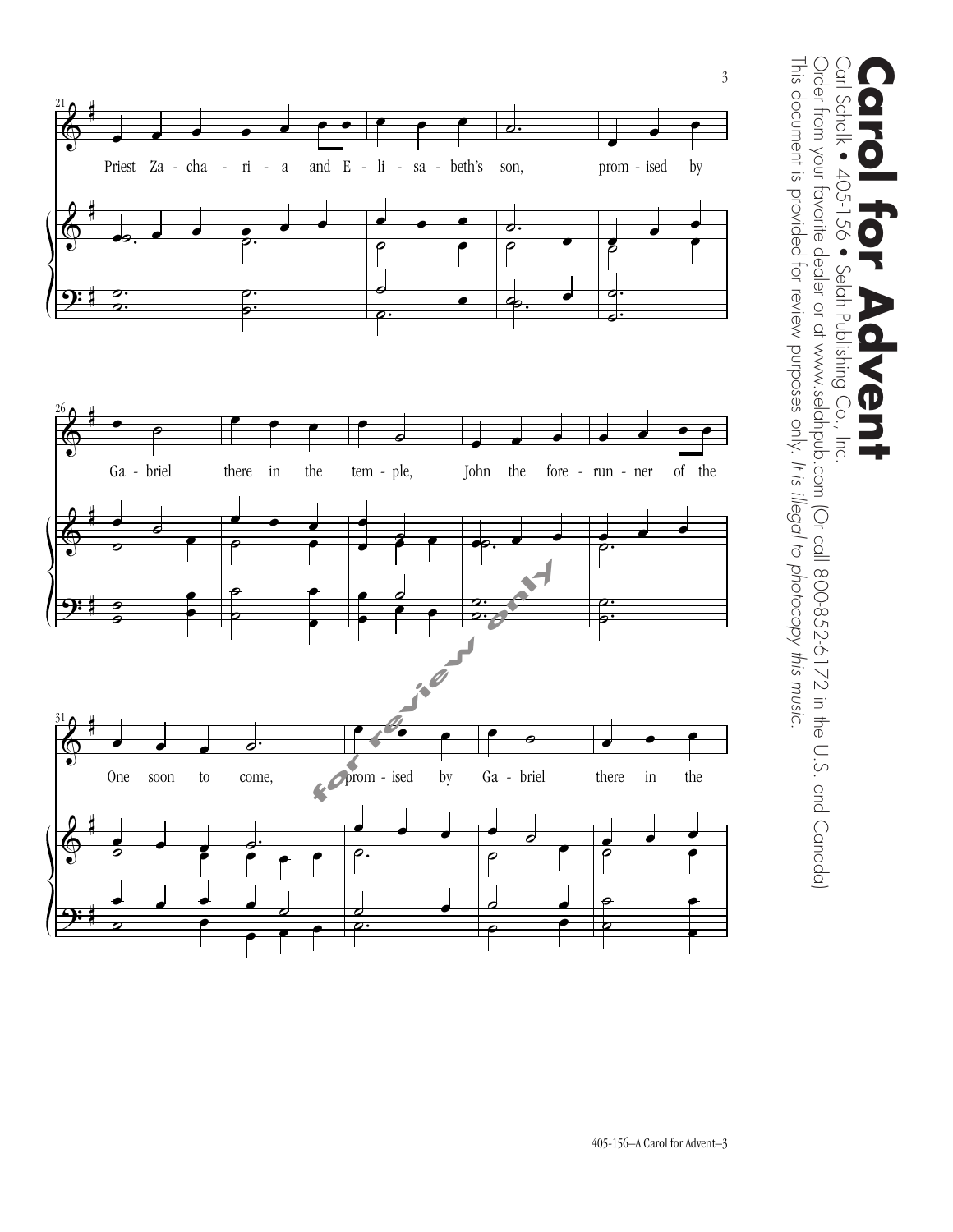Priest Za - cha - ri - a and E - li - sa - beth's son, prom - ised by

Ga - briel there in the tem - ple, John the fore - run - ner of the

One soon to come, prom - ised by Ga - briel there in the

for review only

# Carol for Advent

Carl Schalk • 405-156 • Selah Publishing Co., Inc.

Order from your favorite dealer or at www.selahpub.com (Or call 800-852-6172 in the U.S. and Canada)

This document is provided for review purposes only. *It is illegal to photocopy this music.*

405-156–A Carol for Advent–3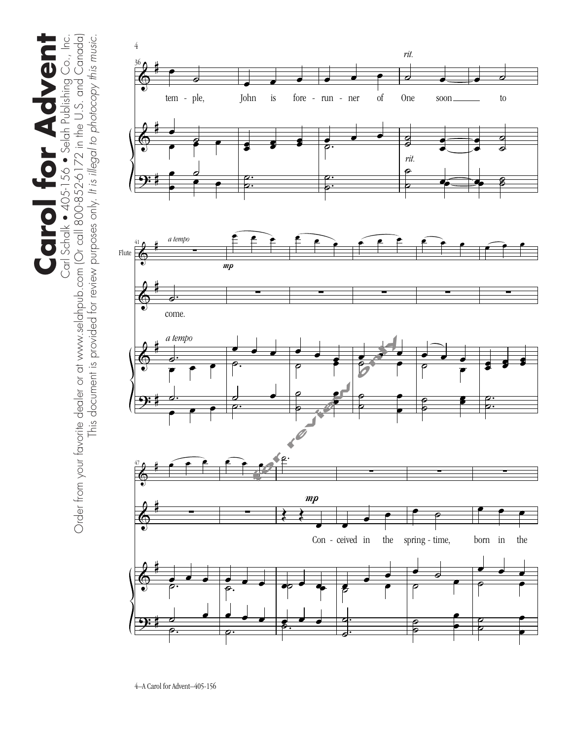*rit.*

tem - ple, John is fore - run - ner of One soon to

*a tempo*

Flute

*mp*

come.

Con - ceived in the spring - time, born in the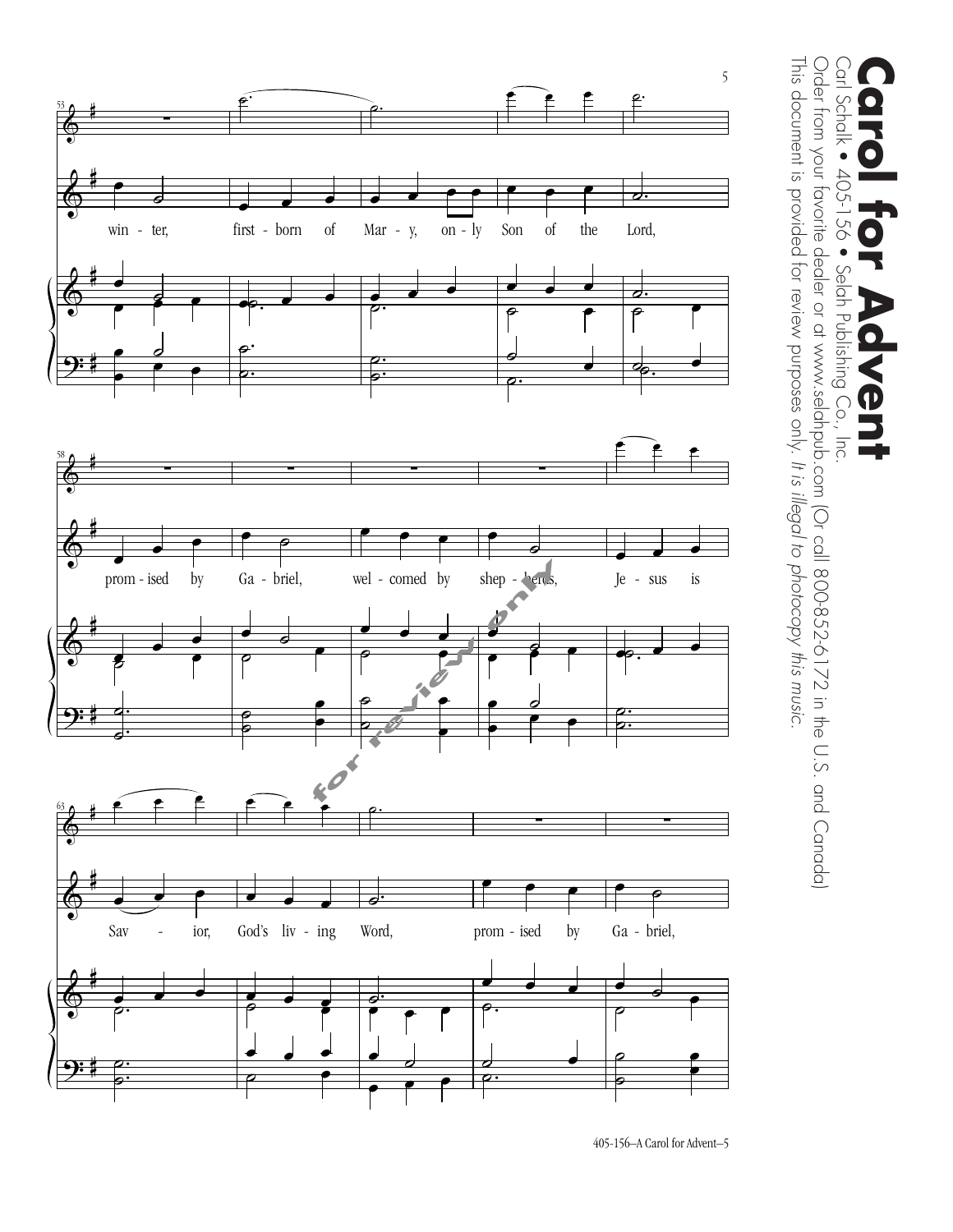winter, first-born of Mary, only Son of the Lord,

promised by Gabriel, welcomed by shepherds, Jesus is

Savior, God's living Word, promised by Gabriel,

**Carol for Advent**

Carl Schalk • 405-156 • Selah Publishing Co., Inc.

Order from your favorite dealer or at www.selahpub.com (Or call 800-852-6172 in the U.S. and Canada)

This document is provided for review purposes only. *It is illegal to photocopy this music.*

405-156–A Carol for Advent–5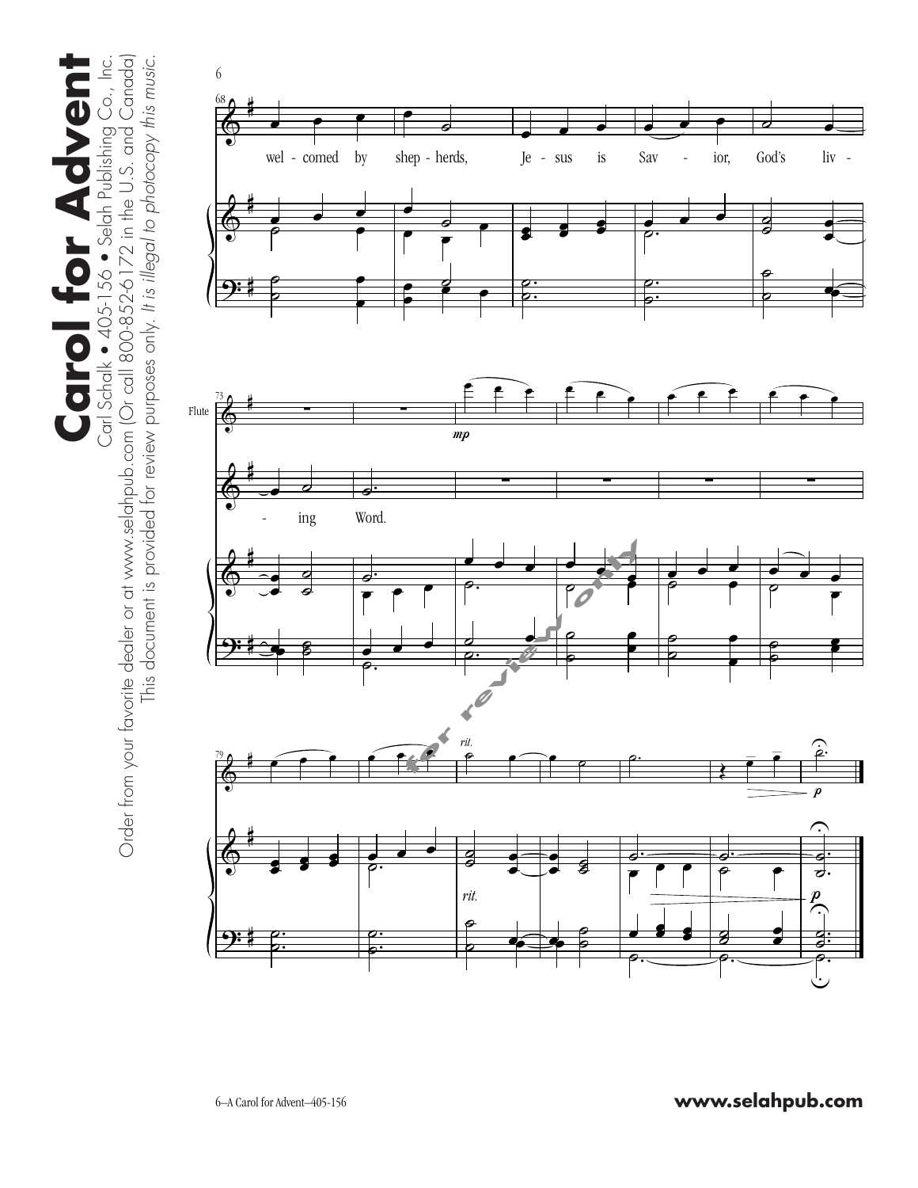**Carol for Advent**

Carl Schalk • 405-156 • Selah Publishing Co., Inc.

Order from your favorite dealer or at www.selahpub.com (Or call 800-852-6172 in the U.S. and Canada)

This document is provided for review purposes only. *It is illegal to photocopy this music.*

68

wel - comed by shep - herds, Je - sus is Sav - ior, God's liv -

73

Flute

- ing Word.

*mp*

79

*rit.*

*p*

6—A Carol for Advent—405-156

**www.selahpub.com**